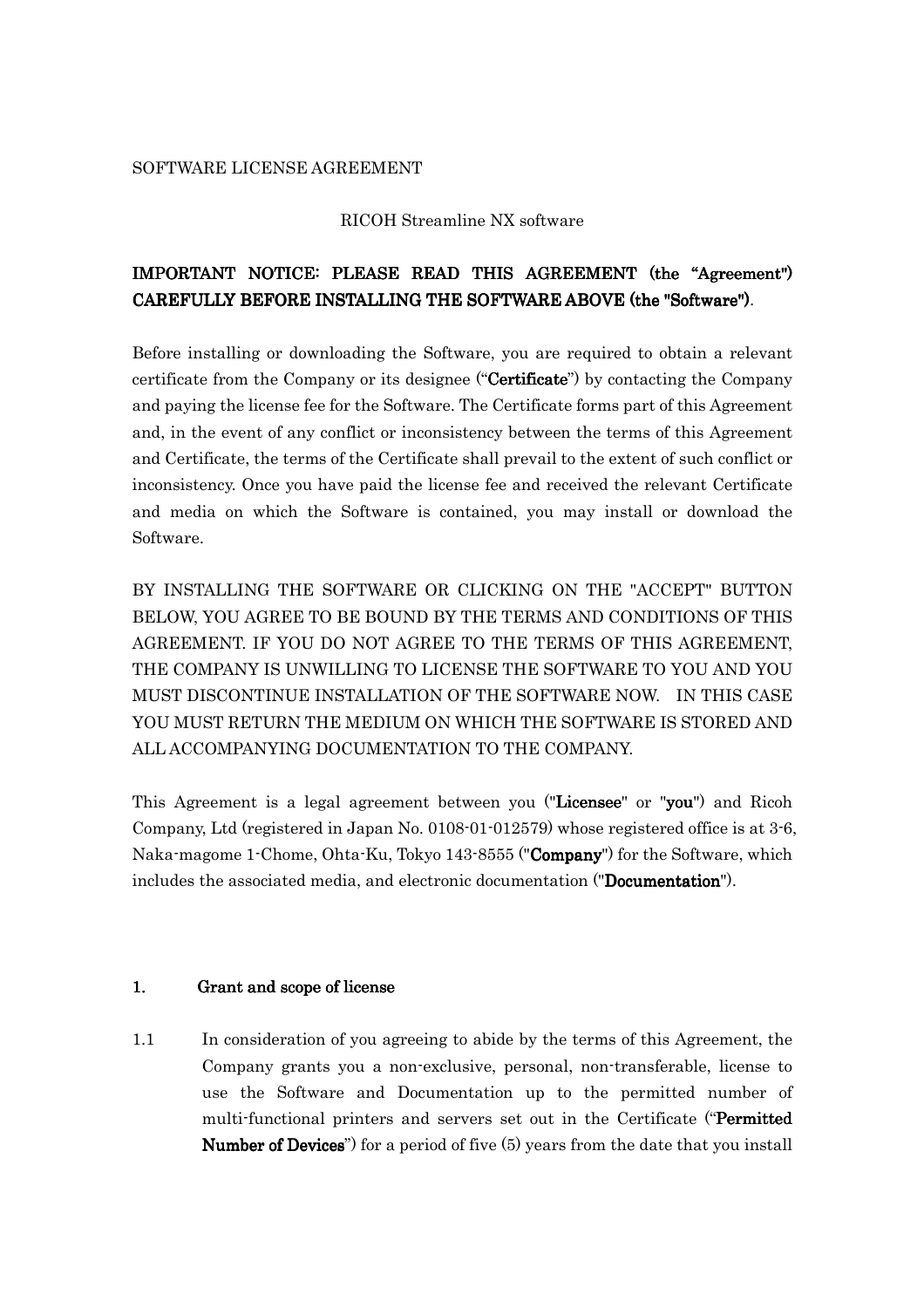SOFTWARE LICENSE AGREEMENT

RICOH Streamline NX software

**IMPORTANT NOTICE: PLEASE READ THIS AGREEMENT (the "Agreement") CAREFULLY BEFORE INSTALLING THE SOFTWARE ABOVE (the "Software").**

Before installing or downloading the Software, you are required to obtain a relevant certificate from the Company or its designee ("**Certificate**") by contacting the Company and paying the license fee for the Software. The Certificate forms part of this Agreement and, in the event of any conflict or inconsistency between the terms of this Agreement and Certificate, the terms of the Certificate shall prevail to the extent of such conflict or inconsistency. Once you have paid the license fee and received the relevant Certificate and media on which the Software is contained, you may install or download the Software.

BY INSTALLING THE SOFTWARE OR CLICKING ON THE "ACCEPT" BUTTON BELOW, YOU AGREE TO BE BOUND BY THE TERMS AND CONDITIONS OF THIS AGREEMENT. IF YOU DO NOT AGREE TO THE TERMS OF THIS AGREEMENT, THE COMPANY IS UNWILLING TO LICENSE THE SOFTWARE TO YOU AND YOU MUST DISCONTINUE INSTALLATION OF THE SOFTWARE NOW. IN THIS CASE YOU MUST RETURN THE MEDIUM ON WHICH THE SOFTWARE IS STORED AND ALL ACCOMPANYING DOCUMENTATION TO THE COMPANY.

This Agreement is a legal agreement between you ("**Licensee**" or "**you**") and Ricoh Company, Ltd (registered in Japan No. 0108-01-012579) whose registered office is at 3-6, Naka-magome 1-Chome, Ohta-Ku, Tokyo 143-8555 ("**Company**") for the Software, which includes the associated media, and electronic documentation ("**Documentation**").

## 1. Grant and scope of license

1.1 In consideration of you agreeing to abide by the terms of this Agreement, the Company grants you a non-exclusive, personal, non-transferable, license to use the Software and Documentation up to the permitted number of multi-functional printers and servers set out in the Certificate ("**Permitted Number of Devices**") for a period of five (5) years from the date that you install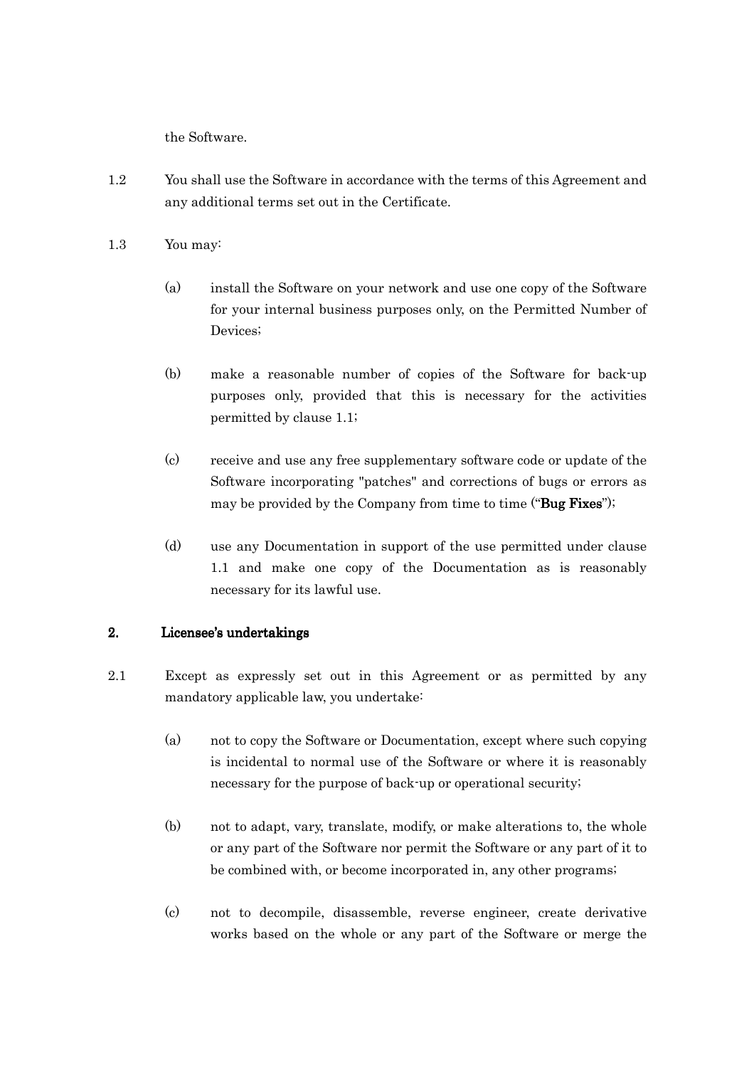the Software.

1.2 You shall use the Software in accordance with the terms of this Agreement and any additional terms set out in the Certificate.

1.3 You may:

(a) install the Software on your network and use one copy of the Software for your internal business purposes only, on the Permitted Number of Devices;

(b) make a reasonable number of copies of the Software for back-up purposes only, provided that this is necessary for the activities permitted by clause 1.1;

(c) receive and use any free supplementary software code or update of the Software incorporating "patches" and corrections of bugs or errors as may be provided by the Company from time to time ("**Bug Fixes**");

(d) use any Documentation in support of the use permitted under clause 1.1 and make one copy of the Documentation as is reasonably necessary for its lawful use.

## 2. Licensee's undertakings

2.1 Except as expressly set out in this Agreement or as permitted by any mandatory applicable law, you undertake:

(a) not to copy the Software or Documentation, except where such copying is incidental to normal use of the Software or where it is reasonably necessary for the purpose of back-up or operational security;

(b) not to adapt, vary, translate, modify, or make alterations to, the whole or any part of the Software nor permit the Software or any part of it to be combined with, or become incorporated in, any other programs;

(c) not to decompile, disassemble, reverse engineer, create derivative works based on the whole or any part of the Software or merge the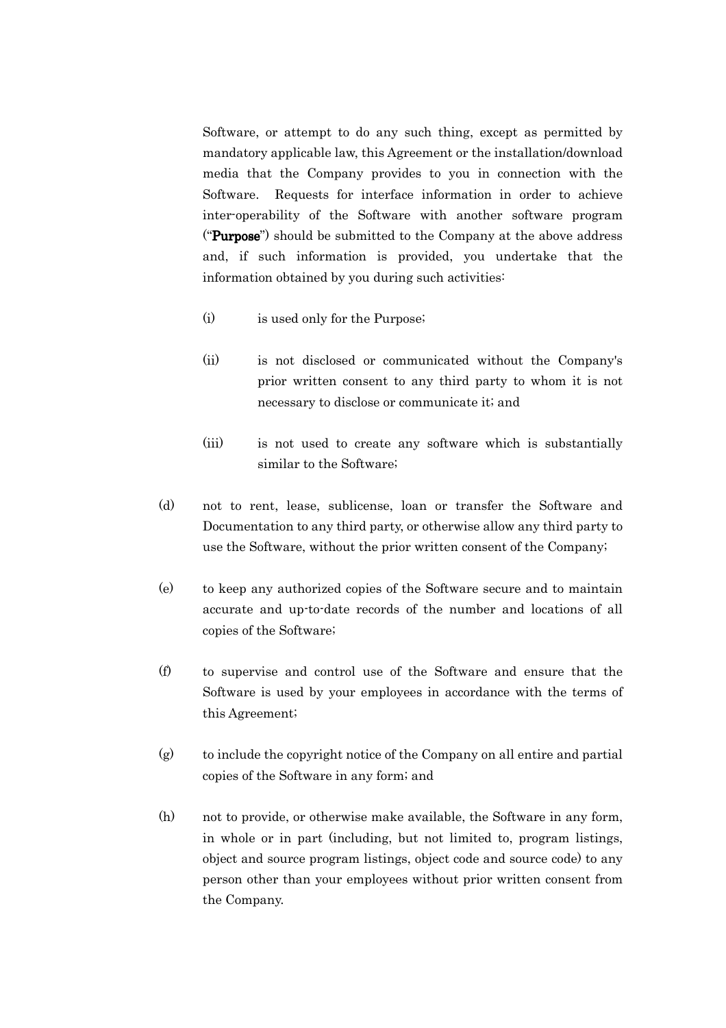Software, or attempt to do any such thing, except as permitted by mandatory applicable law, this Agreement or the installation/download media that the Company provides to you in connection with the Software. Requests for interface information in order to achieve inter-operability of the Software with another software program ("**Purpose**") should be submitted to the Company at the above address and, if such information is provided, you undertake that the information obtained by you during such activities:

(i) is used only for the Purpose;

(ii) is not disclosed or communicated without the Company's prior written consent to any third party to whom it is not necessary to disclose or communicate it; and

(iii) is not used to create any software which is substantially similar to the Software;

(d) not to rent, lease, sublicense, loan or transfer the Software and Documentation to any third party, or otherwise allow any third party to use the Software, without the prior written consent of the Company;

(e) to keep any authorized copies of the Software secure and to maintain accurate and up-to-date records of the number and locations of all copies of the Software;

(f) to supervise and control use of the Software and ensure that the Software is used by your employees in accordance with the terms of this Agreement;

(g) to include the copyright notice of the Company on all entire and partial copies of the Software in any form; and

(h) not to provide, or otherwise make available, the Software in any form, in whole or in part (including, but not limited to, program listings, object and source program listings, object code and source code) to any person other than your employees without prior written consent from the Company.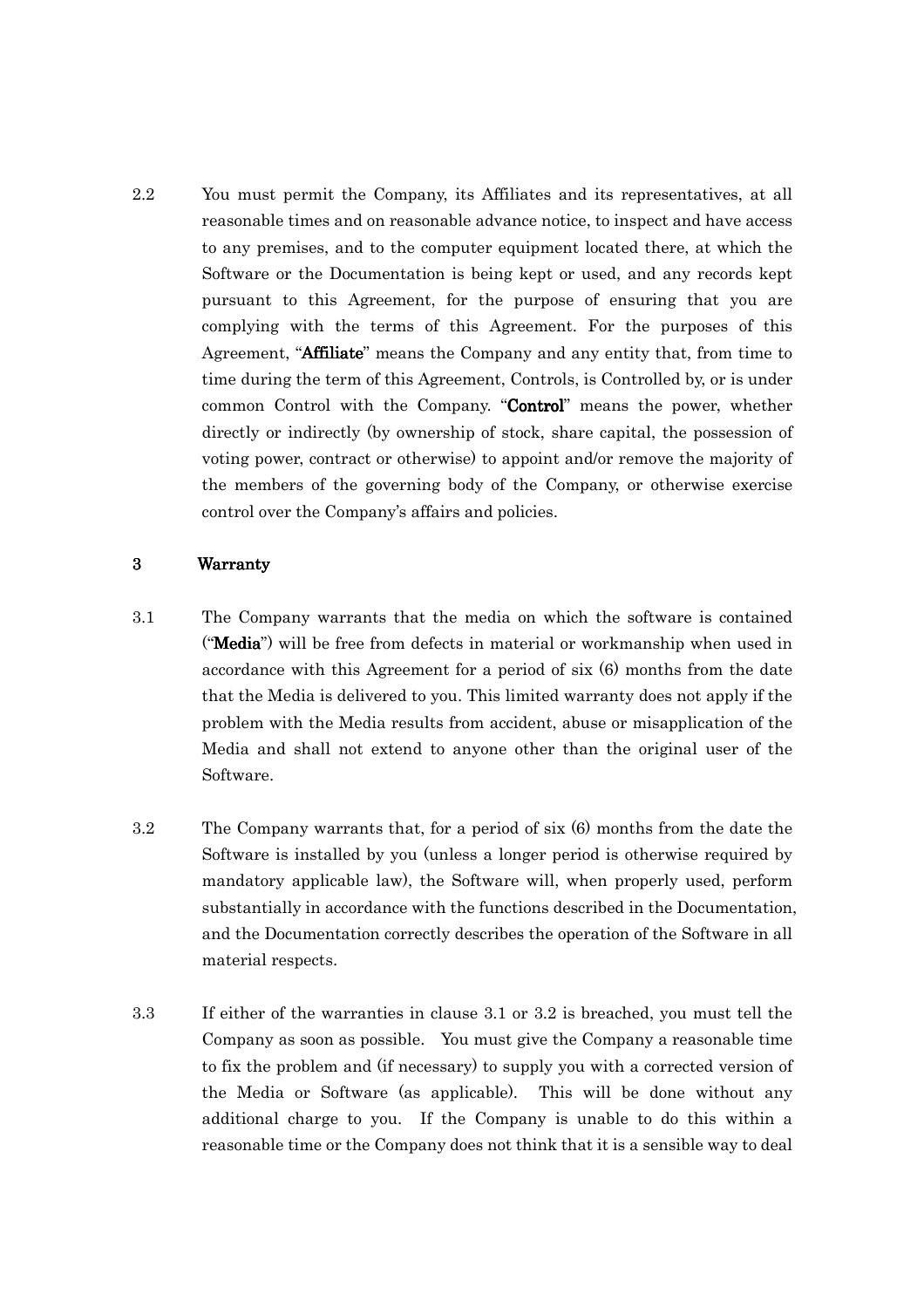2.2 You must permit the Company, its Affiliates and its representatives, at all reasonable times and on reasonable advance notice, to inspect and have access to any premises, and to the computer equipment located there, at which the Software or the Documentation is being kept or used, and any records kept pursuant to this Agreement, for the purpose of ensuring that you are complying with the terms of this Agreement. For the purposes of this Agreement, "**Affiliate**" means the Company and any entity that, from time to time during the term of this Agreement, Controls, is Controlled by, or is under common Control with the Company. "**Control**" means the power, whether directly or indirectly (by ownership of stock, share capital, the possession of voting power, contract or otherwise) to appoint and/or remove the majority of the members of the governing body of the Company, or otherwise exercise control over the Company's affairs and policies.

## 3 Warranty

3.1 The Company warrants that the media on which the software is contained ("**Media**") will be free from defects in material or workmanship when used in accordance with this Agreement for a period of six (6) months from the date that the Media is delivered to you. This limited warranty does not apply if the problem with the Media results from accident, abuse or misapplication of the Media and shall not extend to anyone other than the original user of the Software.

3.2 The Company warrants that, for a period of six (6) months from the date the Software is installed by you (unless a longer period is otherwise required by mandatory applicable law), the Software will, when properly used, perform substantially in accordance with the functions described in the Documentation, and the Documentation correctly describes the operation of the Software in all material respects.

3.3 If either of the warranties in clause 3.1 or 3.2 is breached, you must tell the Company as soon as possible. You must give the Company a reasonable time to fix the problem and (if necessary) to supply you with a corrected version of the Media or Software (as applicable). This will be done without any additional charge to you. If the Company is unable to do this within a reasonable time or the Company does not think that it is a sensible way to deal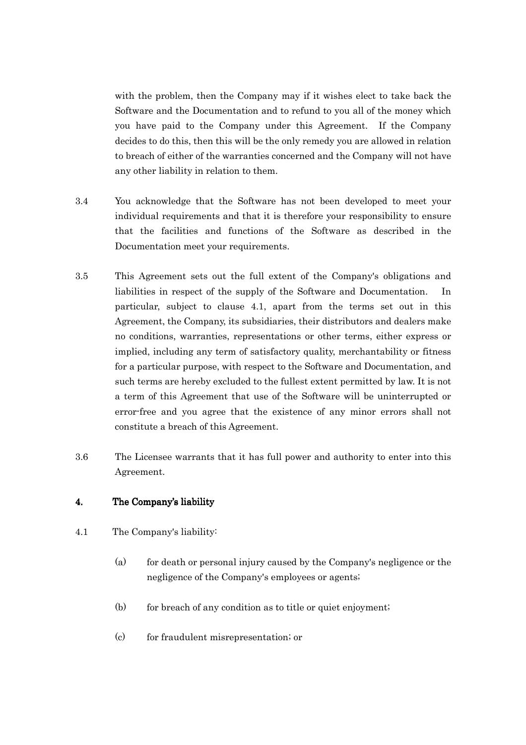with the problem, then the Company may if it wishes elect to take back the Software and the Documentation and to refund to you all of the money which you have paid to the Company under this Agreement. If the Company decides to do this, then this will be the only remedy you are allowed in relation to breach of either of the warranties concerned and the Company will not have any other liability in relation to them.

3.4 You acknowledge that the Software has not been developed to meet your individual requirements and that it is therefore your responsibility to ensure that the facilities and functions of the Software as described in the Documentation meet your requirements.

3.5 This Agreement sets out the full extent of the Company's obligations and liabilities in respect of the supply of the Software and Documentation. In particular, subject to clause 4.1, apart from the terms set out in this Agreement, the Company, its subsidiaries, their distributors and dealers make no conditions, warranties, representations or other terms, either express or implied, including any term of satisfactory quality, merchantability or fitness for a particular purpose, with respect to the Software and Documentation, and such terms are hereby excluded to the fullest extent permitted by law. It is not a term of this Agreement that use of the Software will be uninterrupted or error-free and you agree that the existence of any minor errors shall not constitute a breach of this Agreement.

3.6 The Licensee warrants that it has full power and authority to enter into this Agreement.

## 4. The Company's liability

4.1 The Company's liability:

(a) for death or personal injury caused by the Company's negligence or the negligence of the Company's employees or agents;

(b) for breach of any condition as to title or quiet enjoyment;

(c) for fraudulent misrepresentation; or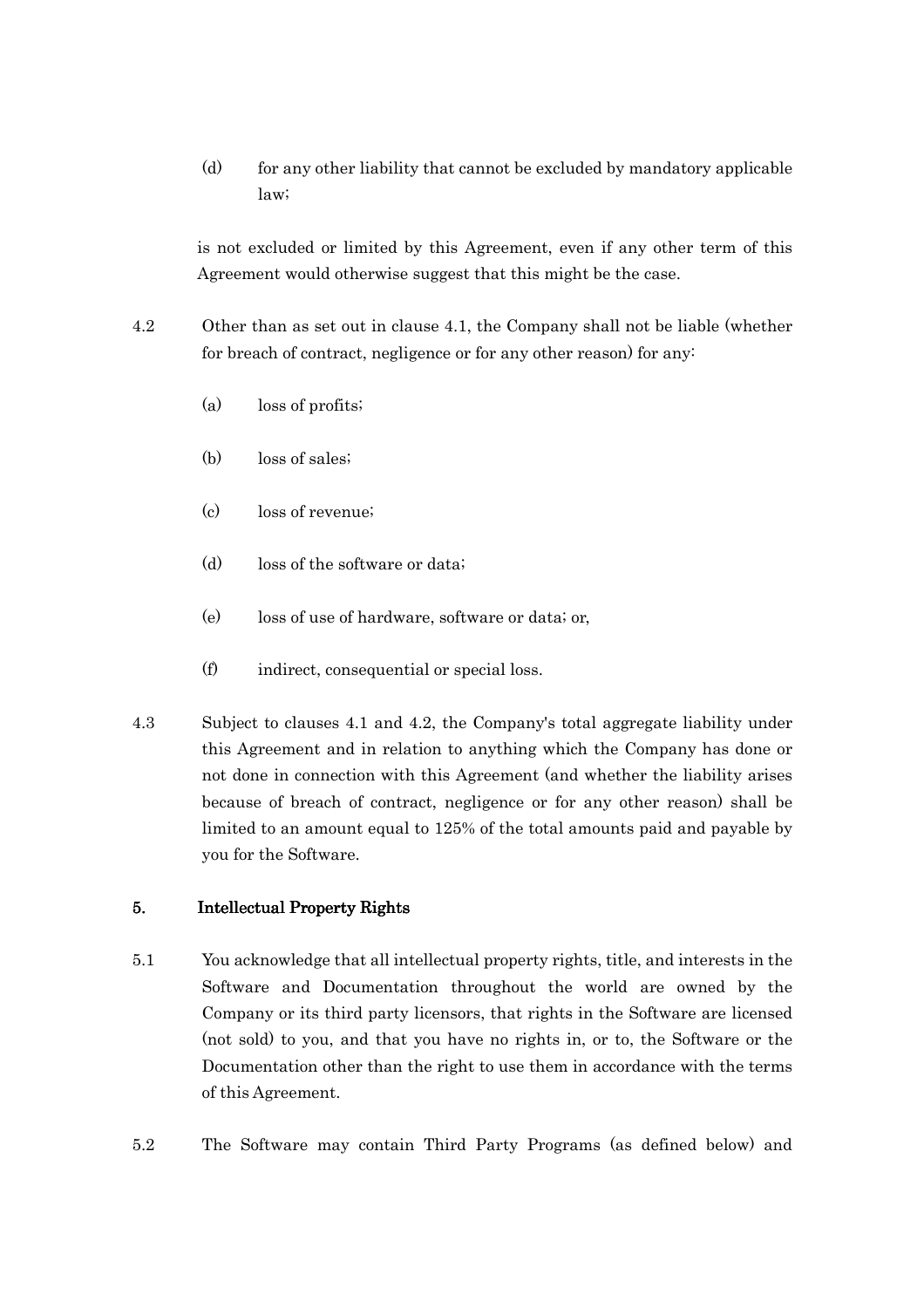(d) for any other liability that cannot be excluded by mandatory applicable law;

is not excluded or limited by this Agreement, even if any other term of this Agreement would otherwise suggest that this might be the case.

4.2 Other than as set out in clause 4.1, the Company shall not be liable (whether for breach of contract, negligence or for any other reason) for any:

(a) loss of profits;

(b) loss of sales;

(c) loss of revenue;

(d) loss of the software or data;

(e) loss of use of hardware, software or data; or,

(f) indirect, consequential or special loss.

4.3 Subject to clauses 4.1 and 4.2, the Company's total aggregate liability under this Agreement and in relation to anything which the Company has done or not done in connection with this Agreement (and whether the liability arises because of breach of contract, negligence or for any other reason) shall be limited to an amount equal to 125% of the total amounts paid and payable by you for the Software.

## 5. Intellectual Property Rights

5.1 You acknowledge that all intellectual property rights, title, and interests in the Software and Documentation throughout the world are owned by the Company or its third party licensors, that rights in the Software are licensed (not sold) to you, and that you have no rights in, or to, the Software or the Documentation other than the right to use them in accordance with the terms of this Agreement.

5.2 The Software may contain Third Party Programs (as defined below) and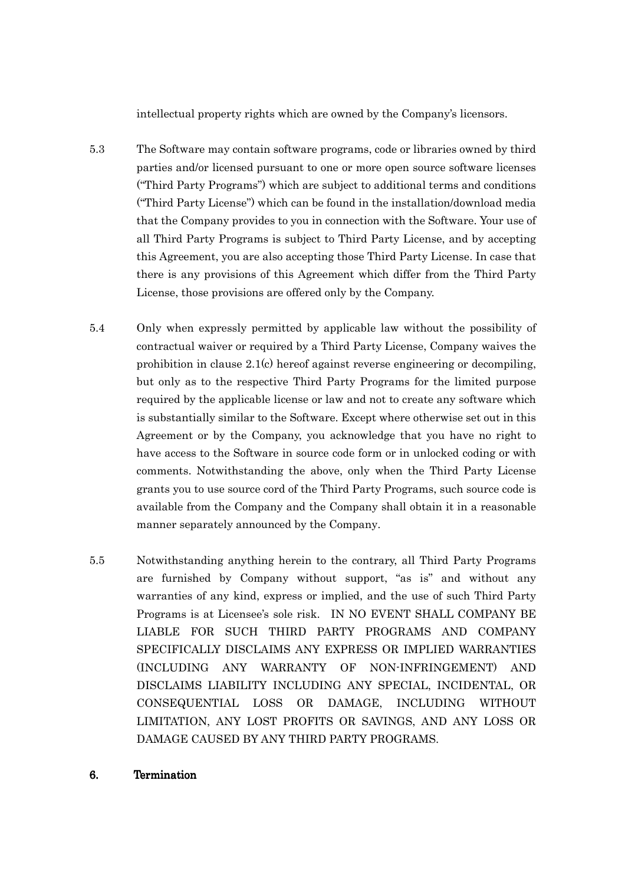intellectual property rights which are owned by the Company's licensors.

5.3 The Software may contain software programs, code or libraries owned by third parties and/or licensed pursuant to one or more open source software licenses ("Third Party Programs") which are subject to additional terms and conditions ("Third Party License") which can be found in the installation/download media that the Company provides to you in connection with the Software. Your use of all Third Party Programs is subject to Third Party License, and by accepting this Agreement, you are also accepting those Third Party License. In case that there is any provisions of this Agreement which differ from the Third Party License, those provisions are offered only by the Company.

5.4 Only when expressly permitted by applicable law without the possibility of contractual waiver or required by a Third Party License, Company waives the prohibition in clause 2.1(c) hereof against reverse engineering or decompiling, but only as to the respective Third Party Programs for the limited purpose required by the applicable license or law and not to create any software which is substantially similar to the Software. Except where otherwise set out in this Agreement or by the Company, you acknowledge that you have no right to have access to the Software in source code form or in unlocked coding or with comments. Notwithstanding the above, only when the Third Party License grants you to use source cord of the Third Party Programs, such source code is available from the Company and the Company shall obtain it in a reasonable manner separately announced by the Company.

5.5 Notwithstanding anything herein to the contrary, all Third Party Programs are furnished by Company without support, "as is" and without any warranties of any kind, express or implied, and the use of such Third Party Programs is at Licensee's sole risk. IN NO EVENT SHALL COMPANY BE LIABLE FOR SUCH THIRD PARTY PROGRAMS AND COMPANY SPECIFICALLY DISCLAIMS ANY EXPRESS OR IMPLIED WARRANTIES (INCLUDING ANY WARRANTY OF NON-INFRINGEMENT) AND DISCLAIMS LIABILITY INCLUDING ANY SPECIAL, INCIDENTAL, OR CONSEQUENTIAL LOSS OR DAMAGE, INCLUDING WITHOUT LIMITATION, ANY LOST PROFITS OR SAVINGS, AND ANY LOSS OR DAMAGE CAUSED BY ANY THIRD PARTY PROGRAMS.

## 6. Termination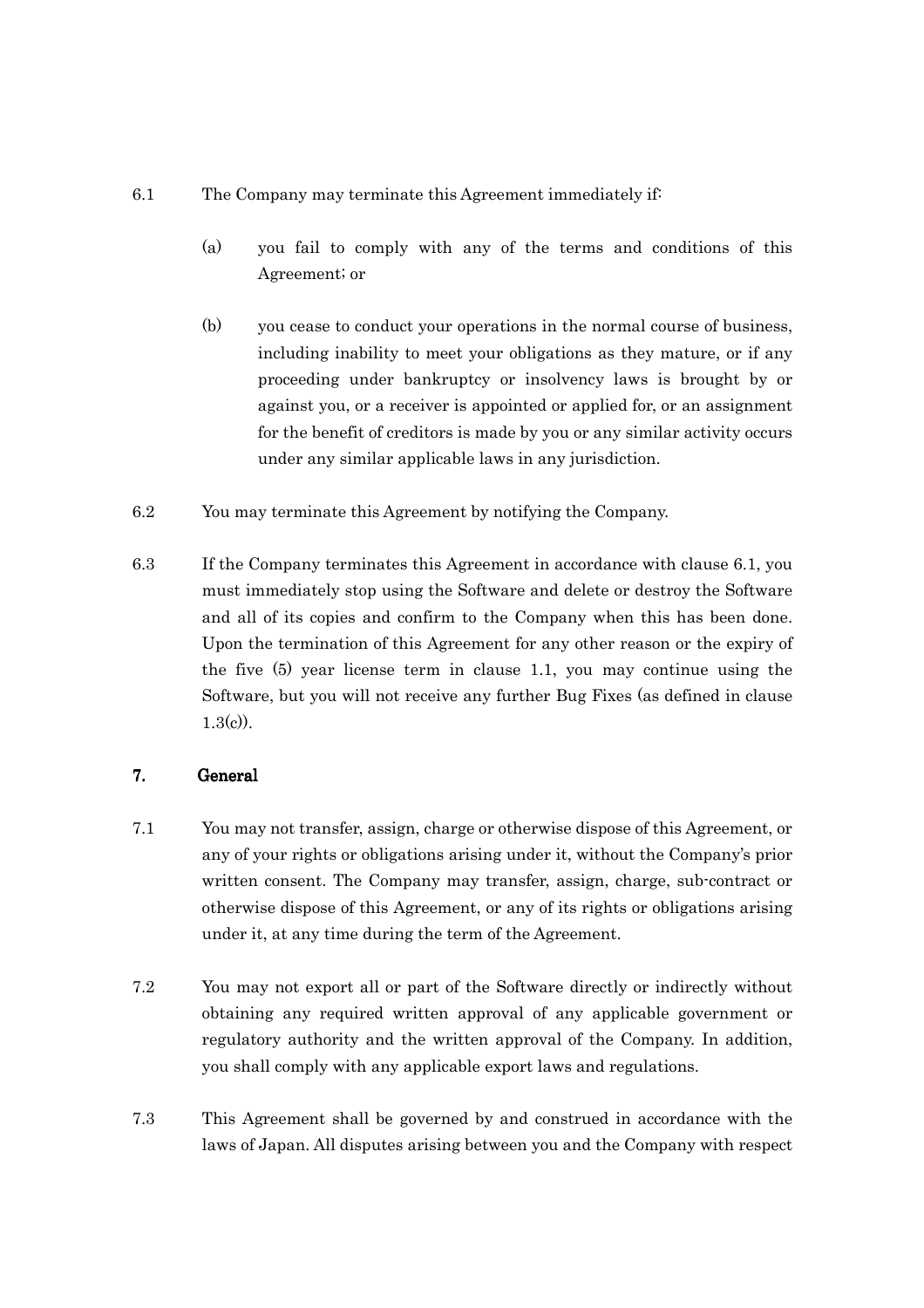6.1 The Company may terminate this Agreement immediately if:

(a) you fail to comply with any of the terms and conditions of this Agreement; or

(b) you cease to conduct your operations in the normal course of business, including inability to meet your obligations as they mature, or if any proceeding under bankruptcy or insolvency laws is brought by or against you, or a receiver is appointed or applied for, or an assignment for the benefit of creditors is made by you or any similar activity occurs under any similar applicable laws in any jurisdiction.

6.2 You may terminate this Agreement by notifying the Company.

6.3 If the Company terminates this Agreement in accordance with clause 6.1, you must immediately stop using the Software and delete or destroy the Software and all of its copies and confirm to the Company when this has been done. Upon the termination of this Agreement for any other reason or the expiry of the five (5) year license term in clause 1.1, you may continue using the Software, but you will not receive any further Bug Fixes (as defined in clause 1.3(c)).

## 7. General

7.1 You may not transfer, assign, charge or otherwise dispose of this Agreement, or any of your rights or obligations arising under it, without the Company's prior written consent. The Company may transfer, assign, charge, sub-contract or otherwise dispose of this Agreement, or any of its rights or obligations arising under it, at any time during the term of the Agreement.

7.2 You may not export all or part of the Software directly or indirectly without obtaining any required written approval of any applicable government or regulatory authority and the written approval of the Company. In addition, you shall comply with any applicable export laws and regulations.

7.3 This Agreement shall be governed by and construed in accordance with the laws of Japan. All disputes arising between you and the Company with respect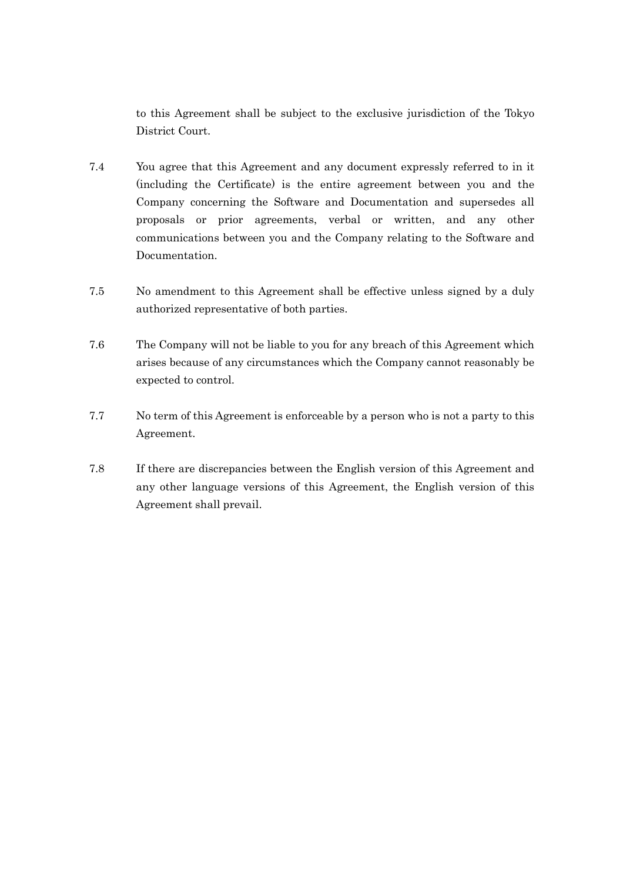to this Agreement shall be subject to the exclusive jurisdiction of the Tokyo District Court.

7.4 You agree that this Agreement and any document expressly referred to in it (including the Certificate) is the entire agreement between you and the Company concerning the Software and Documentation and supersedes all proposals or prior agreements, verbal or written, and any other communications between you and the Company relating to the Software and Documentation.

7.5 No amendment to this Agreement shall be effective unless signed by a duly authorized representative of both parties.

7.6 The Company will not be liable to you for any breach of this Agreement which arises because of any circumstances which the Company cannot reasonably be expected to control.

7.7 No term of this Agreement is enforceable by a person who is not a party to this Agreement.

7.8 If there are discrepancies between the English version of this Agreement and any other language versions of this Agreement, the English version of this Agreement shall prevail.